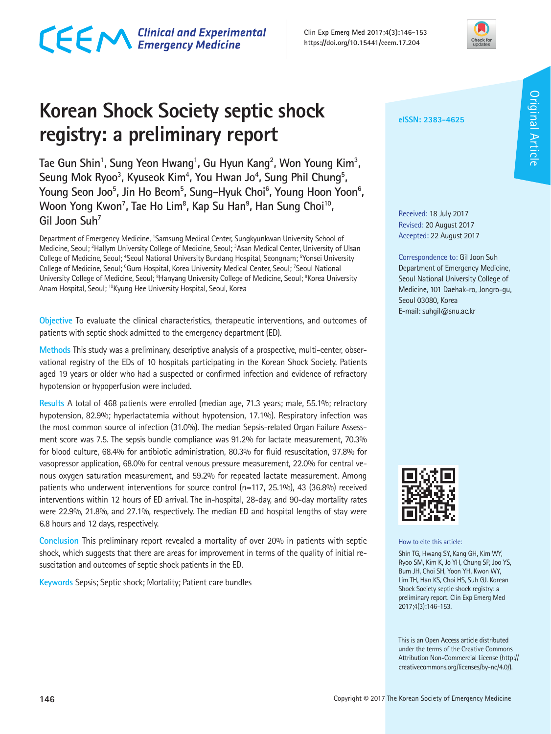Original Article

# Korean Shock Society septic shock registry: a preliminary report

Tae Gun Shin[1], Sung Yeon Hwang[1], Gu Hyun Kang[2], Won Young Kim[3], Seung Mok Ryoo[3], Kyuseok Kim[4], You Hwan Jo[4], Sung Phil Chung[5], Young Seon Joo[5], Jin Ho Beom[5], Sung-Hyuk Choi[6], Young Hoon Yoon[6], Woon Yong Kwon[7], Tae Ho Lim[8], Kap Su Han[9], Han Sung Choi[10], Gil Joon Suh[7]

Department of Emergency Medicine, [1]Samsung Medical Center, Sungkyunkwan University School of Medicine, Seoul; [2]Hallym University College of Medicine, Seoul; [3]Asan Medical Center, University of Ulsan College of Medicine, Seoul; [4]Seoul National University Bundang Hospital, Seongnam; [5]Yonsei University College of Medicine, Seoul; [6]Guro Hospital, Korea University Medical Center, Seoul; [7]Seoul National University College of Medicine, Seoul; [8]Hanyang University College of Medicine, Seoul; [9]Korea University Anam Hospital, Seoul; [10]Kyung Hee University Hospital, Seoul, Korea

**Objective** To evaluate the clinical characteristics, therapeutic interventions, and outcomes of patients with septic shock admitted to the emergency department (ED).

**Methods** This study was a preliminary, descriptive analysis of a prospective, multi-center, observational registry of the EDs of 10 hospitals participating in the Korean Shock Society. Patients aged 19 years or older who had a suspected or confirmed infection and evidence of refractory hypotension or hypoperfusion were included.

**Results** A total of 468 patients were enrolled (median age, 71.3 years; male, 55.1%; refractory hypotension, 82.9%; hyperlactatemia without hypotension, 17.1%). Respiratory infection was the most common source of infection (31.0%). The median Sepsis-related Organ Failure Assessment score was 7.5. The sepsis bundle compliance was 91.2% for lactate measurement, 70.3% for blood culture, 68.4% for antibiotic administration, 80.3% for fluid resuscitation, 97.8% for vasopressor application, 68.0% for central venous pressure measurement, 22.0% for central venous oxygen saturation measurement, and 59.2% for repeated lactate measurement. Among patients who underwent interventions for source control (n=117, 25.1%), 43 (36.8%) received interventions within 12 hours of ED arrival. The in-hospital, 28-day, and 90-day mortality rates were 22.9%, 21.8%, and 27.1%, respectively. The median ED and hospital lengths of stay were 6.8 hours and 12 days, respectively.

**Conclusion** This preliminary report revealed a mortality of over 20% in patients with septic shock, which suggests that there are areas for improvement in terms of the quality of initial resuscitation and outcomes of septic shock patients in the ED.

**Keywords** Sepsis; Septic shock; Mortality; Patient care bundles

eISSN: 2383-4625

Received: 18 July 2017
Revised: 20 August 2017
Accepted: 22 August 2017

Correspondence to: Gil Joon Suh
Department of Emergency Medicine, Seoul National University College of Medicine, 101 Daehak-ro, Jongro-gu, Seoul 03080, Korea
E-mail: suhgil@snu.ac.kr

How to cite this article:
Shin TG, Hwang SY, Kang GH, Kim WY, Ryoo SM, Kim K, Jo YH, Chung SP, Joo YS, Bum JH, Choi SH, Yoon YH, Kwon WY, Lim TH, Han KS, Choi HS, Suh GJ. Korean Shock Society septic shock registry: a preliminary report. Clin Exp Emerg Med 2017;4(3):146-153.

This is an Open Access article distributed under the terms of the Creative Commons Attribution Non-Commercial License (http://creativecommons.org/licenses/by-nc/4.0/).

Copyright © 2017 The Korean Society of Emergency Medicine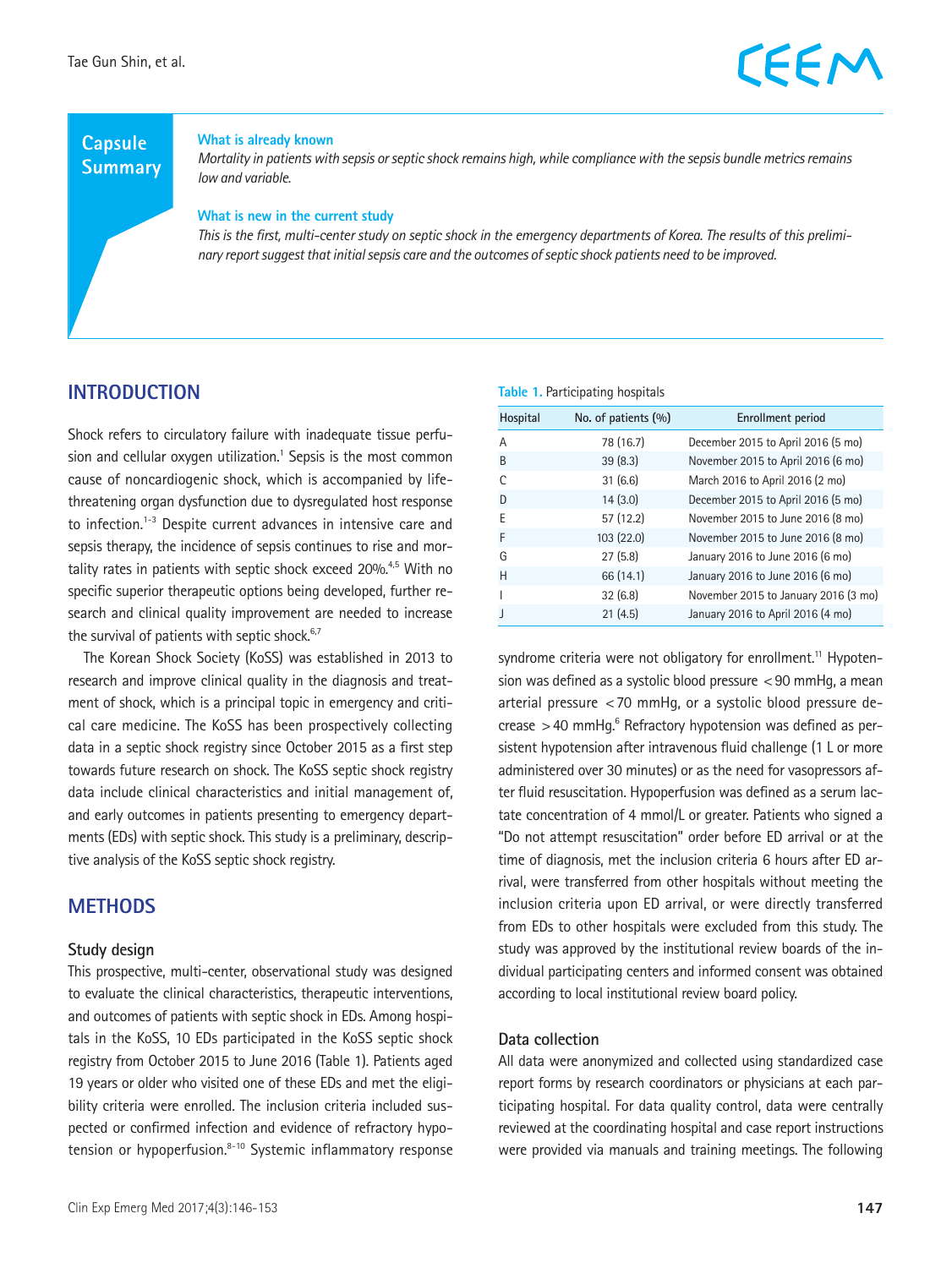## Capsule Summary

**What is already known**

*Mortality in patients with sepsis or septic shock remains high, while compliance with the sepsis bundle metrics remains low and variable.*

**What is new in the current study**

*This is the first, multi-center study on septic shock in the emergency departments of Korea. The results of this preliminary report suggest that initial sepsis care and the outcomes of septic shock patients need to be improved.*

## INTRODUCTION

Shock refers to circulatory failure with inadequate tissue perfusion and cellular oxygen utilization.[1] Sepsis is the most common cause of noncardiogenic shock, which is accompanied by life-threatening organ dysfunction due to dysregulated host response to infection.[1-3] Despite current advances in intensive care and sepsis therapy, the incidence of sepsis continues to rise and mortality rates in patients with septic shock exceed 20%.[4,5] With no specific superior therapeutic options being developed, further research and clinical quality improvement are needed to increase the survival of patients with septic shock.[6,7]

The Korean Shock Society (KoSS) was established in 2013 to research and improve clinical quality in the diagnosis and treatment of shock, which is a principal topic in emergency and critical care medicine. The KoSS has been prospectively collecting data in a septic shock registry since October 2015 as a first step towards future research on shock. The KoSS septic shock registry data include clinical characteristics and initial management of, and early outcomes in patients presenting to emergency departments (EDs) with septic shock. This study is a preliminary, descriptive analysis of the KoSS septic shock registry.

## METHODS

### Study design

This prospective, multi-center, observational study was designed to evaluate the clinical characteristics, therapeutic interventions, and outcomes of patients with septic shock in EDs. Among hospitals in the KoSS, 10 EDs participated in the KoSS septic shock registry from October 2015 to June 2016 (Table 1). Patients aged 19 years or older who visited one of these EDs and met the eligibility criteria were enrolled. The inclusion criteria included suspected or confirmed infection and evidence of refractory hypotension or hypoperfusion.[8-10] Systemic inflammatory response syndrome criteria were not obligatory for enrollment.[11] Hypotension was defined as a systolic blood pressure <90 mmHg, a mean arterial pressure <70 mmHg, or a systolic blood pressure decrease >40 mmHg.[6] Refractory hypotension was defined as persistent hypotension after intravenous fluid challenge (1 L or more administered over 30 minutes) or as the need for vasopressors after fluid resuscitation. Hypoperfusion was defined as a serum lactate concentration of 4 mmol/L or greater. Patients who signed a "Do not attempt resuscitation" order before ED arrival or at the time of diagnosis, met the inclusion criteria 6 hours after ED arrival, were transferred from other hospitals without meeting the inclusion criteria upon ED arrival, or were directly transferred from EDs to other hospitals were excluded from this study. The study was approved by the institutional review boards of the individual participating centers and informed consent was obtained according to local institutional review board policy.

**Table 1.** Participating hospitals

| Hospital | No. of patients (%) | Enrollment period |
|---|---|---|
| A | 78 (16.7) | December 2015 to April 2016 (5 mo) |
| B | 39 (8.3) | November 2015 to April 2016 (6 mo) |
| C | 31 (6.6) | March 2016 to April 2016 (2 mo) |
| D | 14 (3.0) | December 2015 to April 2016 (5 mo) |
| E | 57 (12.2) | November 2015 to June 2016 (8 mo) |
| F | 103 (22.0) | November 2015 to June 2016 (8 mo) |
| G | 27 (5.8) | January 2016 to June 2016 (6 mo) |
| H | 66 (14.1) | January 2016 to June 2016 (6 mo) |
| I | 32 (6.8) | November 2015 to January 2016 (3 mo) |
| J | 21 (4.5) | January 2016 to April 2016 (4 mo) |

### Data collection

All data were anonymized and collected using standardized case report forms by research coordinators or physicians at each participating hospital. For data quality control, data were centrally reviewed at the coordinating hospital and case report instructions were provided via manuals and training meetings. The following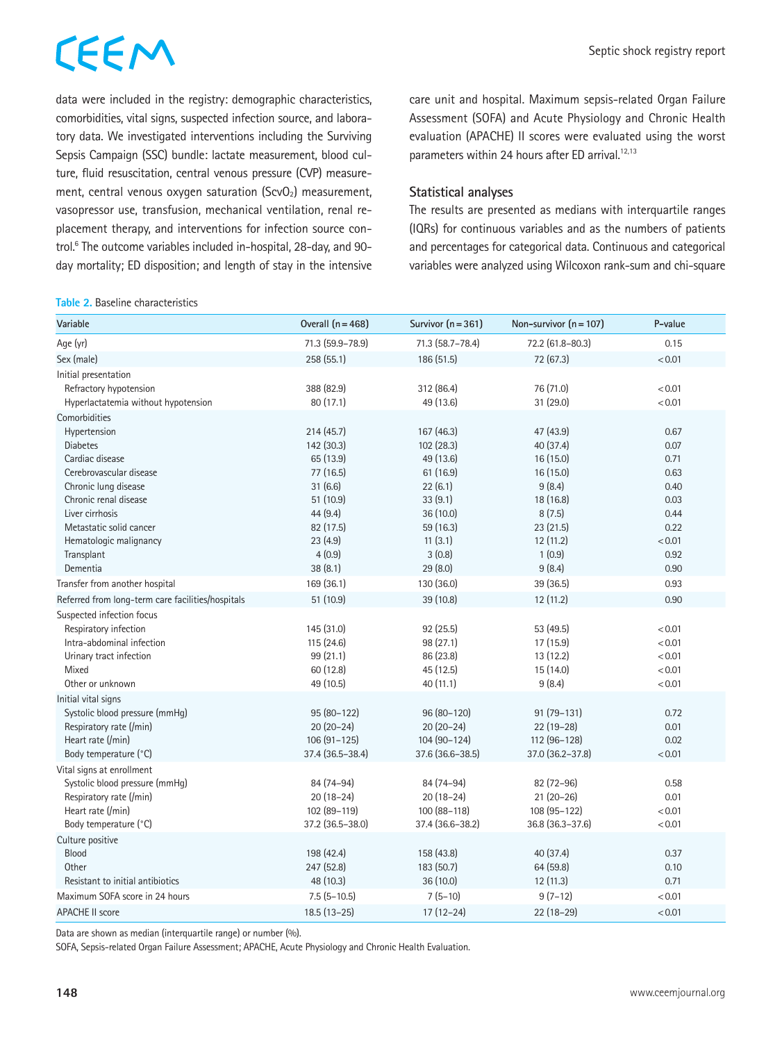data were included in the registry: demographic characteristics, comorbidities, vital signs, suspected infection source, and laboratory data. We investigated interventions including the Surviving Sepsis Campaign (SSC) bundle: lactate measurement, blood culture, fluid resuscitation, central venous pressure (CVP) measurement, central venous oxygen saturation ($ScvO_2$) measurement, vasopressor use, transfusion, mechanical ventilation, renal replacement therapy, and interventions for infection source control.[6] The outcome variables included in-hospital, 28-day, and 90-day mortality; ED disposition; and length of stay in the intensive care unit and hospital. Maximum sepsis-related Organ Failure Assessment (SOFA) and Acute Physiology and Chronic Health evaluation (APACHE) II scores were evaluated using the worst parameters within 24 hours after ED arrival.[12,13]

### Statistical analyses

The results are presented as medians with interquartile ranges (IQRs) for continuous variables and as the numbers of patients and percentages for categorical data. Continuous and categorical variables were analyzed using Wilcoxon rank-sum and chi-square

**Table 2.** Baseline characteristics

| Variable | Overall (n = 468) | Survivor (n = 361) | Non-survivor (n = 107) | P-value |
|---|---|---|---|---|
| Age (yr) | 71.3 (59.9–78.9) | 71.3 (58.7–78.4) | 72.2 (61.8–80.3) | 0.15 |
| Sex (male) | 258 (55.1) | 186 (51.5) | 72 (67.3) | < 0.01 |
| Initial presentation | | | | |
| Refractory hypotension | 388 (82.9) | 312 (86.4) | 76 (71.0) | < 0.01 |
| Hyperlactatemia without hypotension | 80 (17.1) | 49 (13.6) | 31 (29.0) | < 0.01 |
| Comorbidities | | | | |
| Hypertension | 214 (45.7) | 167 (46.3) | 47 (43.9) | 0.67 |
| Diabetes | 142 (30.3) | 102 (28.3) | 40 (37.4) | 0.07 |
| Cardiac disease | 65 (13.9) | 49 (13.6) | 16 (15.0) | 0.71 |
| Cerebrovascular disease | 77 (16.5) | 61 (16.9) | 16 (15.0) | 0.63 |
| Chronic lung disease | 31 (6.6) | 22 (6.1) | 9 (8.4) | 0.40 |
| Chronic renal disease | 51 (10.9) | 33 (9.1) | 18 (16.8) | 0.03 |
| Liver cirrhosis | 44 (9.4) | 36 (10.0) | 8 (7.5) | 0.44 |
| Metastatic solid cancer | 82 (17.5) | 59 (16.3) | 23 (21.5) | 0.22 |
| Hematologic malignancy | 23 (4.9) | 11 (3.1) | 12 (11.2) | < 0.01 |
| Transplant | 4 (0.9) | 3 (0.8) | 1 (0.9) | 0.92 |
| Dementia | 38 (8.1) | 29 (8.0) | 9 (8.4) | 0.90 |
| Transfer from another hospital | 169 (36.1) | 130 (36.0) | 39 (36.5) | 0.93 |
| Referred from long-term care facilities/hospitals | 51 (10.9) | 39 (10.8) | 12 (11.2) | 0.90 |
| Suspected infection focus | | | | |
| Respiratory infection | 145 (31.0) | 92 (25.5) | 53 (49.5) | < 0.01 |
| Intra-abdominal infection | 115 (24.6) | 98 (27.1) | 17 (15.9) | < 0.01 |
| Urinary tract infection | 99 (21.1) | 86 (23.8) | 13 (12.2) | < 0.01 |
| Mixed | 60 (12.8) | 45 (12.5) | 15 (14.0) | < 0.01 |
| Other or unknown | 49 (10.5) | 40 (11.1) | 9 (8.4) | < 0.01 |
| Initial vital signs | | | | |
| Systolic blood pressure (mmHg) | 95 (80–122) | 96 (80–120) | 91 (79–131) | 0.72 |
| Respiratory rate (/min) | 20 (20–24) | 20 (20–24) | 22 (19–28) | 0.01 |
| Heart rate (/min) | 106 (91–125) | 104 (90–124) | 112 (96–128) | 0.02 |
| Body temperature (°C) | 37.4 (36.5–38.4) | 37.6 (36.6–38.5) | 37.0 (36.2–37.8) | < 0.01 |
| Vital signs at enrollment | | | | |
| Systolic blood pressure (mmHg) | 84 (74–94) | 84 (74–94) | 82 (72–96) | 0.58 |
| Respiratory rate (/min) | 20 (18–24) | 20 (18–24) | 21 (20–26) | 0.01 |
| Heart rate (/min) | 102 (89–119) | 100 (88–118) | 108 (95–122) | < 0.01 |
| Body temperature (°C) | 37.2 (36.5–38.0) | 37.4 (36.6–38.2) | 36.8 (36.3–37.6) | < 0.01 |
| Culture positive | | | | |
| Blood | 198 (42.4) | 158 (43.8) | 40 (37.4) | 0.37 |
| Other | 247 (52.8) | 183 (50.7) | 64 (59.8) | 0.10 |
| Resistant to initial antibiotics | 48 (10.3) | 36 (10.0) | 12 (11.3) | 0.71 |
| Maximum SOFA score in 24 hours | 7.5 (5–10.5) | 7 (5–10) | 9 (7–12) | < 0.01 |
| APACHE II score | 18.5 (13–25) | 17 (12–24) | 22 (18–29) | < 0.01 |

Data are shown as median (interquartile range) or number (%).

SOFA, Sepsis-related Organ Failure Assessment; APACHE, Acute Physiology and Chronic Health Evaluation.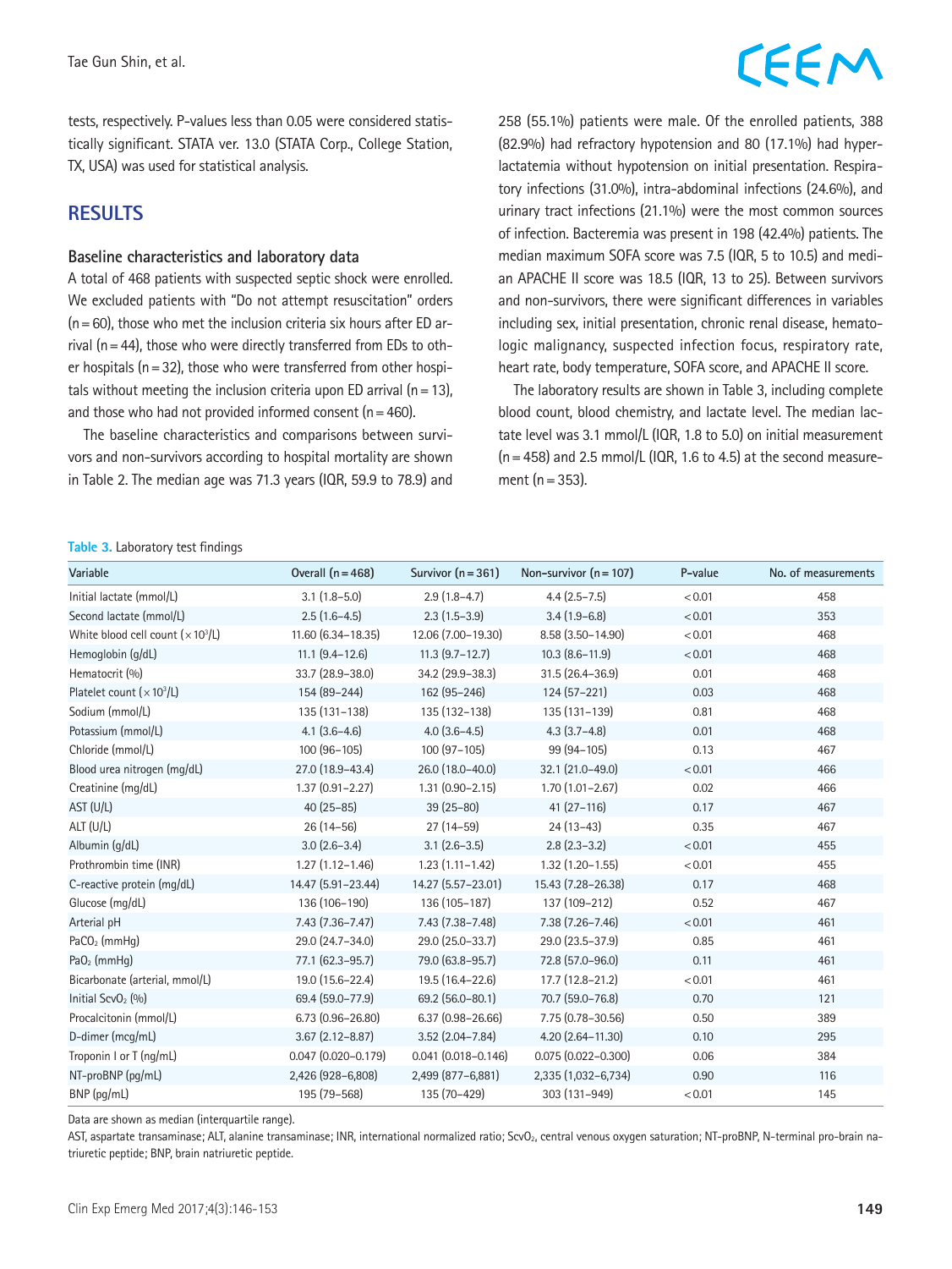tests, respectively. P-values less than 0.05 were considered statistically significant. STATA ver. 13.0 (STATA Corp., College Station, TX, USA) was used for statistical analysis.

## RESULTS

### Baseline characteristics and laboratory data

A total of 468 patients with suspected septic shock were enrolled. We excluded patients with "Do not attempt resuscitation" orders (n = 60), those who met the inclusion criteria six hours after ED arrival (n = 44), those who were directly transferred from EDs to other hospitals (n = 32), those who were transferred from other hospitals without meeting the inclusion criteria upon ED arrival (n = 13), and those who had not provided informed consent (n = 460).

The baseline characteristics and comparisons between survivors and non-survivors according to hospital mortality are shown in Table 2. The median age was 71.3 years (IQR, 59.9 to 78.9) and 258 (55.1%) patients were male. Of the enrolled patients, 388 (82.9%) had refractory hypotension and 80 (17.1%) had hyperlactatemia without hypotension on initial presentation. Respiratory infections (31.0%), intra-abdominal infections (24.6%), and urinary tract infections (21.1%) were the most common sources of infection. Bacteremia was present in 198 (42.4%) patients. The median maximum SOFA score was 7.5 (IQR, 5 to 10.5) and median APACHE II score was 18.5 (IQR, 13 to 25). Between survivors and non-survivors, there were significant differences in variables including sex, initial presentation, chronic renal disease, hematologic malignancy, suspected infection focus, respiratory rate, heart rate, body temperature, SOFA score, and APACHE II score.

The laboratory results are shown in Table 3, including complete blood count, blood chemistry, and lactate level. The median lactate level was 3.1 mmol/L (IQR, 1.8 to 5.0) on initial measurement (n = 458) and 2.5 mmol/L (IQR, 1.6 to 4.5) at the second measurement (n = 353).

**Table 3.** Laboratory test findings

| Variable | Overall (n = 468) | Survivor (n = 361) | Non-survivor (n = 107) | P-value | No. of measurements |
|---|---|---|---|---|---|
| Initial lactate (mmol/L) | 3.1 (1.8–5.0) | 2.9 (1.8–4.7) | 4.4 (2.5–7.5) | < 0.01 | 458 |
| Second lactate (mmol/L) | 2.5 (1.6–4.5) | 2.3 (1.5–3.9) | 3.4 (1.9–6.8) | < 0.01 | 353 |
| White blood cell count ($\times 10^3$/L) | 11.60 (6.34–18.35) | 12.06 (7.00–19.30) | 8.58 (3.50–14.90) | < 0.01 | 468 |
| Hemoglobin (g/dL) | 11.1 (9.4–12.6) | 11.3 (9.7–12.7) | 10.3 (8.6–11.9) | < 0.01 | 468 |
| Hematocrit (%) | 33.7 (28.9–38.0) | 34.2 (29.9–38.3) | 31.5 (26.4–36.9) | 0.01 | 468 |
| Platelet count ($\times 10^3$/L) | 154 (89–244) | 162 (95–246) | 124 (57–221) | 0.03 | 468 |
| Sodium (mmol/L) | 135 (131–138) | 135 (132–138) | 135 (131–139) | 0.81 | 468 |
| Potassium (mmol/L) | 4.1 (3.6–4.6) | 4.0 (3.6–4.5) | 4.3 (3.7–4.8) | 0.01 | 468 |
| Chloride (mmol/L) | 100 (96–105) | 100 (97–105) | 99 (94–105) | 0.13 | 467 |
| Blood urea nitrogen (mg/dL) | 27.0 (18.9–43.4) | 26.0 (18.0–40.0) | 32.1 (21.0–49.0) | < 0.01 | 466 |
| Creatinine (mg/dL) | 1.37 (0.91–2.27) | 1.31 (0.90–2.15) | 1.70 (1.01–2.67) | 0.02 | 466 |
| AST (U/L) | 40 (25–85) | 39 (25–80) | 41 (27–116) | 0.17 | 467 |
| ALT (U/L) | 26 (14–56) | 27 (14–59) | 24 (13–43) | 0.35 | 467 |
| Albumin (g/dL) | 3.0 (2.6–3.4) | 3.1 (2.6–3.5) | 2.8 (2.3–3.2) | < 0.01 | 455 |
| Prothrombin time (INR) | 1.27 (1.12–1.46) | 1.23 (1.11–1.42) | 1.32 (1.20–1.55) | < 0.01 | 455 |
| C-reactive protein (mg/dL) | 14.47 (5.91–23.44) | 14.27 (5.57–23.01) | 15.43 (7.28–26.38) | 0.17 | 468 |
| Glucose (mg/dL) | 136 (106–190) | 136 (105–187) | 137 (109–212) | 0.52 | 467 |
| Arterial pH | 7.43 (7.36–7.47) | 7.43 (7.38–7.48) | 7.38 (7.26–7.46) | < 0.01 | 461 |
| $PaCO_2$ (mmHg) | 29.0 (24.7–34.0) | 29.0 (25.0–33.7) | 29.0 (23.5–37.9) | 0.85 | 461 |
| $PaO_2$ (mmHg) | 77.1 (62.3–95.7) | 79.0 (63.8–95.7) | 72.8 (57.0–96.0) | 0.11 | 461 |
| Bicarbonate (arterial, mmol/L) | 19.0 (15.6–22.4) | 19.5 (16.4–22.6) | 17.7 (12.8–21.2) | < 0.01 | 461 |
| Initial $ScvO_2$ (%) | 69.4 (59.0–77.9) | 69.2 (56.0–80.1) | 70.7 (59.0–76.8) | 0.70 | 121 |
| Procalcitonin (mmol/L) | 6.73 (0.96–26.80) | 6.37 (0.98–26.66) | 7.75 (0.78–30.56) | 0.50 | 389 |
| D-dimer (mcg/mL) | 3.67 (2.12–8.87) | 3.52 (2.04–7.84) | 4.20 (2.64–11.30) | 0.10 | 295 |
| Troponin I or T (ng/mL) | 0.047 (0.020–0.179) | 0.041 (0.018–0.146) | 0.075 (0.022–0.300) | 0.06 | 384 |
| NT-proBNP (pg/mL) | 2,426 (928–6,808) | 2,499 (877–6,881) | 2,335 (1,032–6,734) | 0.90 | 116 |
| BNP (pg/mL) | 195 (79–568) | 135 (70–429) | 303 (131–949) | < 0.01 | 145 |

Data are shown as median (interquartile range).

AST, aspartate transaminase; ALT, alanine transaminase; INR, international normalized ratio; $ScvO_2$, central venous oxygen saturation; NT-proBNP, N-terminal pro-brain natriuretic peptide; BNP, brain natriuretic peptide.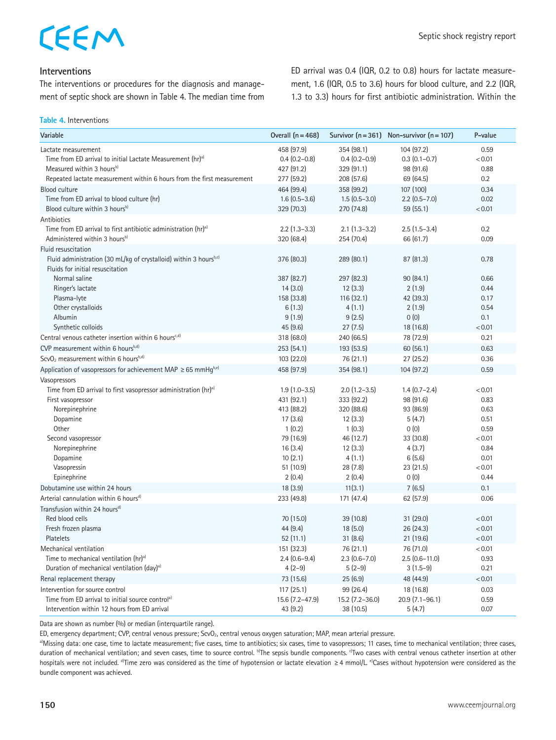## Interventions

The interventions or procedures for the diagnosis and management of septic shock are shown in Table 4. The median time from ED arrival was 0.4 (IQR, 0.2 to 0.8) hours for lactate measurement, 1.6 (IQR, 0.5 to 3.6) hours for blood culture, and 2.2 (IQR, 1.3 to 3.3) hours for first antibiotic administration. Within the

**Table 4.** Interventions

| Variable | Overall (n = 468) | Survivor (n = 361) | Non-survivor (n = 107) | P-value |
|---|---|---|---|---|
| Lactate measurement | 458 (97.9) | 354 (98.1) | 104 (97.2) | 0.59 |
| Time from ED arrival to initial Lactate Measurement (hr)[a] | 0.4 (0.2–0.8) | 0.4 (0.2–0.9) | 0.3 (0.1–0.7) | < 0.01 |
| Measured within 3 hours[b] | 427 (91.2) | 329 (91.1) | 98 (91.6) | 0.88 |
| Repeated lactate measurement within 6 hours from the first measurement | 277 (59.2) | 208 (57.6) | 69 (64.5) | 0.2 |
| Blood culture | 464 (99.4) | 358 (99.2) | 107 (100) | 0.34 |
| Time from ED arrival to blood culture (hr) | 1.6 (0.5–3.6) | 1.5 (0.5–3.0) | 2.2 (0.5–7.0) | 0.02 |
| Blood culture within 3 hours[b] | 329 (70.3) | 270 (74.8) | 59 (55.1) | < 0.01 |
| Antibiotics | | | | |
| Time from ED arrival to first antibiotic administration (hr)[a] | 2.2 (1.3–3.3) | 2.1 (1.3–3.2) | 2.5 (1.5–3.4) | 0.2 |
| Administered within 3 hours[b] | 320 (68.4) | 254 (70.4) | 66 (61.7) | 0.09 |
| Fluid resuscitation | | | | |
| Fluid administration (30 mL/kg of crystalloid) within 3 hours[b,c] | 376 (80.3) | 289 (80.1) | 87 (81.3) | 0.78 |
| Fluids for initial resuscitation | | | | |
| Normal saline | 387 (82.7) | 297 (82.3) | 90 (84.1) | 0.66 |
| Ringer's lactate | 14 (3.0) | 12 (3.3) | 2 (1.9) | 0.44 |
| Plasma-lyte | 158 (33.8) | 116 (32.1) | 42 (39.3) | 0.17 |
| Other crystalloids | 6 (1.3) | 4 (1.1) | 2 (1.9) | 0.54 |
| Albumin | 9 (1.9) | 9 (2.5) | 0 (0) | 0.1 |
| Synthetic colloids | 45 (9.6) | 27 (7.5) | 18 (16.8) | < 0.01 |
| Central venous catheter insertion within 6 hours[c,d] | 318 (68.0) | 240 (66.5) | 78 (72.9) | 0.21 |
| CVP measurement within 6 hours[b,d] | 253 (54.1) | 193 (53.5) | 60 (56.1) | 0.63 |
| $ScvO_2$ measurement within 6 hours[b,d] | 103 (22.0) | 76 (21.1) | 27 (25.2) | 0.36 |
| Application of vasopressors for achievement MAP ≥ 65 mmHg[b,e] | 458 (97.9) | 354 (98.1) | 104 (97.2) | 0.59 |
| Vasopressors | | | | |
| Time from ED arrival to first vasopressor administration (hr)[a] | 1.9 (1.0–3.5) | 2.0 (1.2–3.5) | 1.4 (0.7–2.4) | < 0.01 |
| First vasopressor | 431 (92.1) | 333 (92.2) | 98 (91.6) | 0.83 |
| Norepinephrine | 413 (88.2) | 320 (88.6) | 93 (86.9) | 0.63 |
| Dopamine | 17 (3.6) | 12 (3.3) | 5 (4.7) | 0.51 |
| Other | 1 (0.2) | 1 (0.3) | 0 (0) | 0.59 |
| Second vasopressor | 79 (16.9) | 46 (12.7) | 33 (30.8) | < 0.01 |
| Norepinephrine | 16 (3.4) | 12 (3.3) | 4 (3.7) | 0.84 |
| Dopamine | 10 (2.1) | 4 (1.1) | 6 (5.6) | 0.01 |
| Vasopressin | 51 (10.9) | 28 (7.8) | 23 (21.5) | < 0.01 |
| Epinephrine | 2 (0.4) | 2 (0.4) | 0 (0) | 0.44 |
| Dobutamine use within 24 hours | 18 (3.9) | 11(3.1) | 7 (6.5) | 0.1 |
| Arterial cannulation within 6 hours[d] | 233 (49.8) | 171 (47.4) | 62 (57.9) | 0.06 |
| Transfusion within 24 hours[d] | | | | |
| Red blood cells | 70 (15.0) | 39 (10.8) | 31 (29.0) | < 0.01 |
| Fresh frozen plasma | 44 (9.4) | 18 (5.0) | 26 (24.3) | < 0.01 |
| Platelets | 52 (11.1) | 31 (8.6) | 21 (19.6) | < 0.01 |
| Mechanical ventilation | 151 (32.3) | 76 (21.1) | 76 (71.0) | < 0.01 |
| Time to mechanical ventilation (hr)[a] | 2.4 (0.6–9.4) | 2.3 (0.6–7.0) | 2.5 (0.6–11.0) | 0.93 |
| Duration of mechanical ventilation (day)[a] | 4 (2–9) | 5 (2–9) | 3 (1.5–9) | 0.21 |
| Renal replacement therapy | 73 (15.6) | 25 (6.9) | 48 (44.9) | < 0.01 |
| Intervention for source control | 117 (25.1) | 99 (26.4) | 18 (16.8) | 0.03 |
| Time from ED arrival to initial source control[a] | 15.6 (7.2–47.9) | 15.2 (7.2–36.0) | 20.9 (7.1–96.1) | 0.59 |
| Intervention within 12 hours from ED arrival | 43 (9.2) | 38 (10.5) | 5 (4.7) | 0.07 |

Data are shown as number (%) or median (interquartile range).

ED, emergency department; CVP, central venous pressure; $ScvO_2$, central venous oxygen saturation; MAP, mean arterial pressure.

[a]Missing data: one case, time to lactate measurement; five cases, time to antibiotics; six cases, time to vasopressors; 11 cases, time to mechanical ventilation; three cases, duration of mechanical ventilation; and seven cases, time to source control. [b]The sepsis bundle components. [c]Two cases with central venous catheter insertion at other hospitals were not included. [d]Time zero was considered as the time of hypotension or lactate elevation ≥ 4 mmol/L. [e]Cases without hypotension were considered as the bundle component was achieved.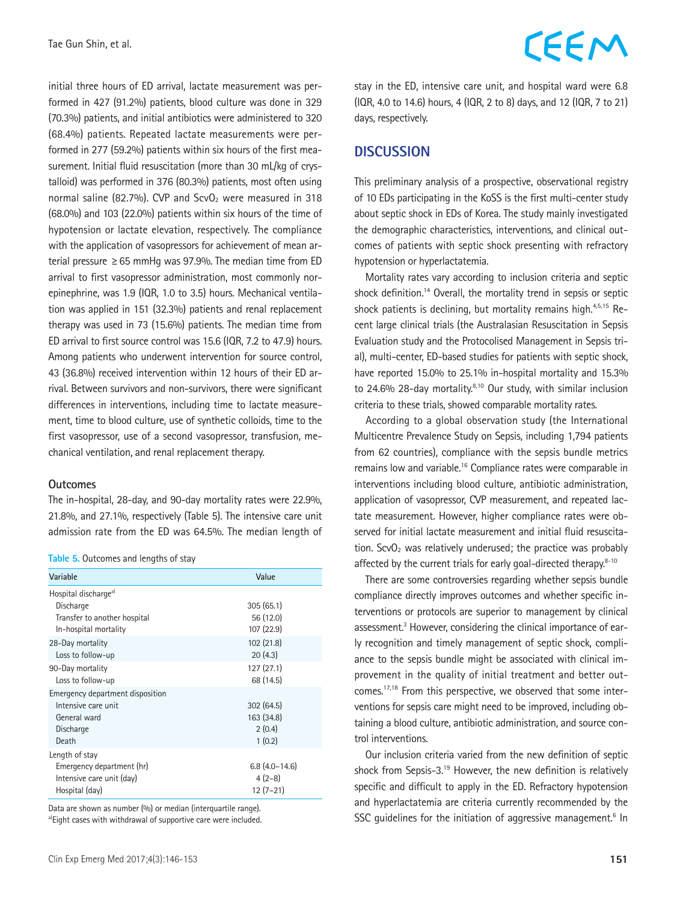initial three hours of ED arrival, lactate measurement was performed in 427 (91.2%) patients, blood culture was done in 329 (70.3%) patients, and initial antibiotics were administered to 320 (68.4%) patients. Repeated lactate measurements were performed in 277 (59.2%) patients within six hours of the first measurement. Initial fluid resuscitation (more than 30 mL/kg of crystalloid) was performed in 376 (80.3%) patients, most often using normal saline (82.7%). CVP and $ScvO_2$ were measured in 318 (68.0%) and 103 (22.0%) patients within six hours of the time of hypotension or lactate elevation, respectively. The compliance with the application of vasopressors for achievement of mean arterial pressure ≥ 65 mmHg was 97.9%. The median time from ED arrival to first vasopressor administration, most commonly norepinephrine, was 1.9 (IQR, 1.0 to 3.5) hours. Mechanical ventilation was applied in 151 (32.3%) patients and renal replacement therapy was used in 73 (15.6%) patients. The median time from ED arrival to first source control was 15.6 (IQR, 7.2 to 47.9) hours. Among patients who underwent intervention for source control, 43 (36.8%) received intervention within 12 hours of their ED arrival. Between survivors and non-survivors, there were significant differences in interventions, including time to lactate measurement, time to blood culture, use of synthetic colloids, time to the first vasopressor, use of a second vasopressor, transfusion, mechanical ventilation, and renal replacement therapy.

### Outcomes

The in-hospital, 28-day, and 90-day mortality rates were 22.9%, 21.8%, and 27.1%, respectively (Table 5). The intensive care unit admission rate from the ED was 64.5%. The median length of stay in the ED, intensive care unit, and hospital ward were 6.8 (IQR, 4.0 to 14.6) hours, 4 (IQR, 2 to 8) days, and 12 (IQR, 7 to 21) days, respectively.

**Table 5.** Outcomes and lengths of stay

| Variable | Value |
|---|---|
| Hospital discharge[a] | |
| Discharge | 305 (65.1) |
| Transfer to another hospital | 56 (12.0) |
| In-hospital mortality | 107 (22.9) |
| 28-Day mortality | 102 (21.8) |
| Loss to follow-up | 20 (4.3) |
| 90-Day mortality | 127 (27.1) |
| Loss to follow-up | 68 (14.5) |
| Emergency department disposition | |
| Intensive care unit | 302 (64.5) |
| General ward | 163 (34.8) |
| Discharge | 2 (0.4) |
| Death | 1 (0.2) |
| Length of stay | |
| Emergency department (hr) | 6.8 (4.0–14.6) |
| Intensive care unit (day) | 4 (2–8) |
| Hospital (day) | 12 (7–21) |

Data are shown as number (%) or median (interquartile range).
[a]Eight cases with withdrawal of supportive care were included.

## DISCUSSION

This preliminary analysis of a prospective, observational registry of 10 EDs participating in the KoSS is the first multi-center study about septic shock in EDs of Korea. The study mainly investigated the demographic characteristics, interventions, and clinical outcomes of patients with septic shock presenting with refractory hypotension or hyperlactatemia.

Mortality rates vary according to inclusion criteria and septic shock definition.[14] Overall, the mortality trend in sepsis or septic shock patients is declining, but mortality remains high.[4,5,15] Recent large clinical trials (the Australasian Resuscitation in Sepsis Evaluation study and the Protocolised Management in Sepsis trial), multi-center, ED-based studies for patients with septic shock, have reported 15.0% to 25.1% in-hospital mortality and 15.3% to 24.6% 28-day mortality.[8,10] Our study, with similar inclusion criteria to these trials, showed comparable mortality rates.

According to a global observation study (the International Multicentre Prevalence Study on Sepsis, including 1,794 patients from 62 countries), compliance with the sepsis bundle metrics remains low and variable.[16] Compliance rates were comparable in interventions including blood culture, antibiotic administration, application of vasopressor, CVP measurement, and repeated lactate measurement. However, higher compliance rates were observed for initial lactate measurement and initial fluid resuscitation. $ScvO_2$ was relatively underused; the practice was probably affected by the current trials for early goal-directed therapy.[8-10]

There are some controversies regarding whether sepsis bundle compliance directly improves outcomes and whether specific interventions or protocols are superior to management by clinical assessment.[3] However, considering the clinical importance of early recognition and timely management of septic shock, compliance to the sepsis bundle might be associated with clinical improvement in the quality of initial treatment and better outcomes.[17,18] From this perspective, we observed that some interventions for sepsis care might need to be improved, including obtaining a blood culture, antibiotic administration, and source control interventions.

Our inclusion criteria varied from the new definition of septic shock from Sepsis-3.[19] However, the new definition is relatively specific and difficult to apply in the ED. Refractory hypotension and hyperlactatemia are criteria currently recommended by the SSC guidelines for the initiation of aggressive management.[6] In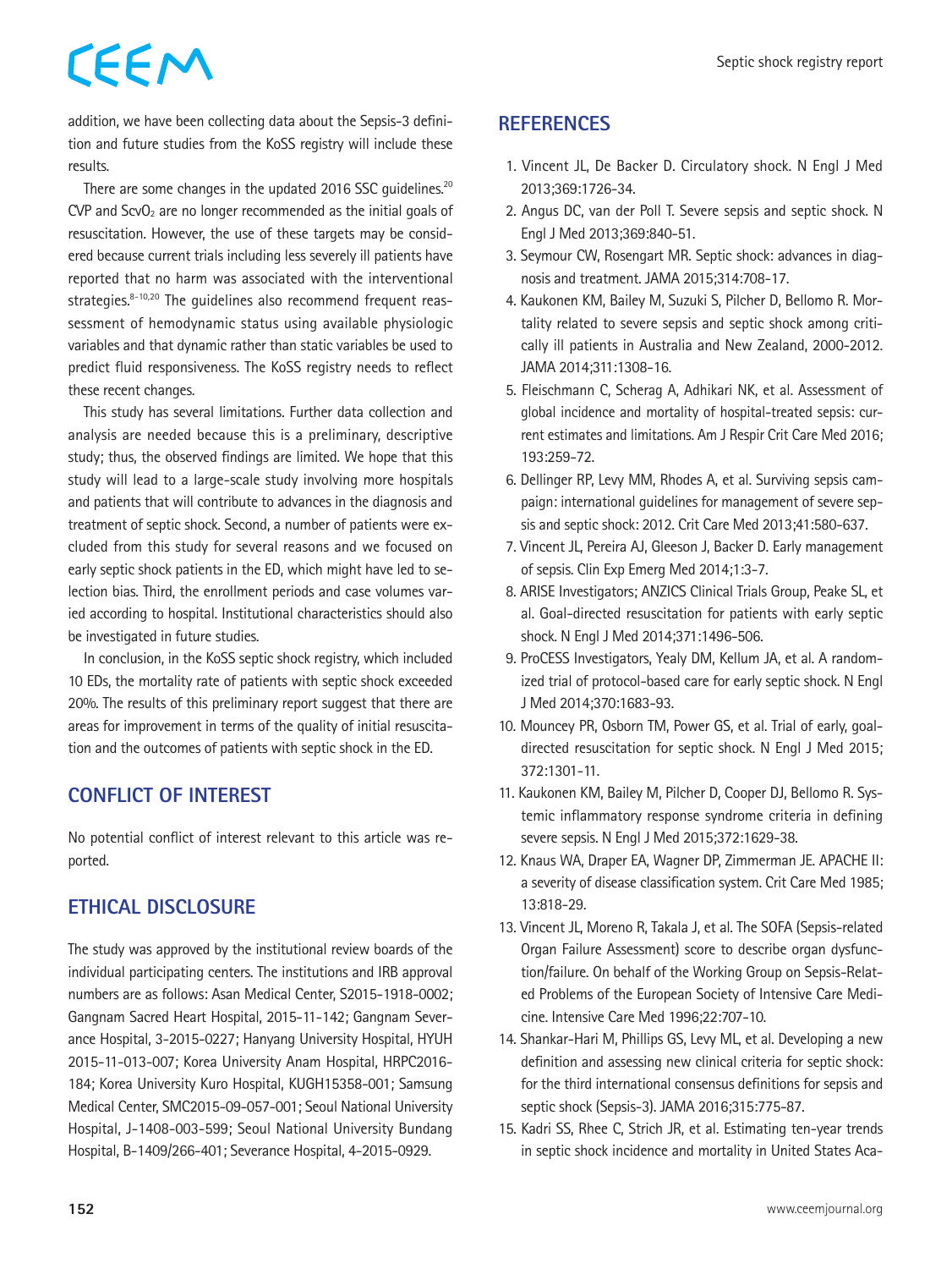addition, we have been collecting data about the Sepsis-3 definition and future studies from the KoSS registry will include these results.

There are some changes in the updated 2016 SSC guidelines.[20] CVP and $ScvO_2$ are no longer recommended as the initial goals of resuscitation. However, the use of these targets may be considered because current trials including less severely ill patients have reported that no harm was associated with the interventional strategies.[8-10,20] The guidelines also recommend frequent reassessment of hemodynamic status using available physiologic variables and that dynamic rather than static variables be used to predict fluid responsiveness. The KoSS registry needs to reflect these recent changes.

This study has several limitations. Further data collection and analysis are needed because this is a preliminary, descriptive study; thus, the observed findings are limited. We hope that this study will lead to a large-scale study involving more hospitals and patients that will contribute to advances in the diagnosis and treatment of septic shock. Second, a number of patients were excluded from this study for several reasons and we focused on early septic shock patients in the ED, which might have led to selection bias. Third, the enrollment periods and case volumes varied according to hospital. Institutional characteristics should also be investigated in future studies.

In conclusion, in the KoSS septic shock registry, which included 10 EDs, the mortality rate of patients with septic shock exceeded 20%. The results of this preliminary report suggest that there are areas for improvement in terms of the quality of initial resuscitation and the outcomes of patients with septic shock in the ED.

## CONFLICT OF INTEREST

No potential conflict of interest relevant to this article was reported.

## ETHICAL DISCLOSURE

The study was approved by the institutional review boards of the individual participating centers. The institutions and IRB approval numbers are as follows: Asan Medical Center, S2015-1918-0002; Gangnam Sacred Heart Hospital, 2015-11-142; Gangnam Severance Hospital, 3-2015-0227; Hanyang University Hospital, HYUH 2015-11-013-007; Korea University Anam Hospital, HRPC2016-184; Korea University Kuro Hospital, KUGH15358-001; Samsung Medical Center, SMC2015-09-057-001; Seoul National University Hospital, J-1408-003-599; Seoul National University Bundang Hospital, B-1409/266-401; Severance Hospital, 4-2015-0929.

## REFERENCES

1. Vincent JL, De Backer D. Circulatory shock. N Engl J Med 2013;369:1726-34.
2. Angus DC, van der Poll T. Severe sepsis and septic shock. N Engl J Med 2013;369:840-51.
3. Seymour CW, Rosengart MR. Septic shock: advances in diagnosis and treatment. JAMA 2015;314:708-17.
4. Kaukonen KM, Bailey M, Suzuki S, Pilcher D, Bellomo R. Mortality related to severe sepsis and septic shock among critically ill patients in Australia and New Zealand, 2000-2012. JAMA 2014;311:1308-16.
5. Fleischmann C, Scherag A, Adhikari NK, et al. Assessment of global incidence and mortality of hospital-treated sepsis: current estimates and limitations. Am J Respir Crit Care Med 2016; 193:259-72.
6. Dellinger RP, Levy MM, Rhodes A, et al. Surviving sepsis campaign: international guidelines for management of severe sepsis and septic shock: 2012. Crit Care Med 2013;41:580-637.
7. Vincent JL, Pereira AJ, Gleeson J, Backer D. Early management of sepsis. Clin Exp Emerg Med 2014;1:3-7.
8. ARISE Investigators; ANZICS Clinical Trials Group, Peake SL, et al. Goal-directed resuscitation for patients with early septic shock. N Engl J Med 2014;371:1496-506.
9. ProCESS Investigators, Yealy DM, Kellum JA, et al. A randomized trial of protocol-based care for early septic shock. N Engl J Med 2014;370:1683-93.
10. Mouncey PR, Osborn TM, Power GS, et al. Trial of early, goal-directed resuscitation for septic shock. N Engl J Med 2015; 372:1301-11.
11. Kaukonen KM, Bailey M, Pilcher D, Cooper DJ, Bellomo R. Systemic inflammatory response syndrome criteria in defining severe sepsis. N Engl J Med 2015;372:1629-38.
12. Knaus WA, Draper EA, Wagner DP, Zimmerman JE. APACHE II: a severity of disease classification system. Crit Care Med 1985; 13:818-29.
13. Vincent JL, Moreno R, Takala J, et al. The SOFA (Sepsis-related Organ Failure Assessment) score to describe organ dysfunction/failure. On behalf of the Working Group on Sepsis-Related Problems of the European Society of Intensive Care Medicine. Intensive Care Med 1996;22:707-10.
14. Shankar-Hari M, Phillips GS, Levy ML, et al. Developing a new definition and assessing new clinical criteria for septic shock: for the third international consensus definitions for sepsis and septic shock (Sepsis-3). JAMA 2016;315:775-87.
15. Kadri SS, Rhee C, Strich JR, et al. Estimating ten-year trends in septic shock incidence and mortality in United States Aca-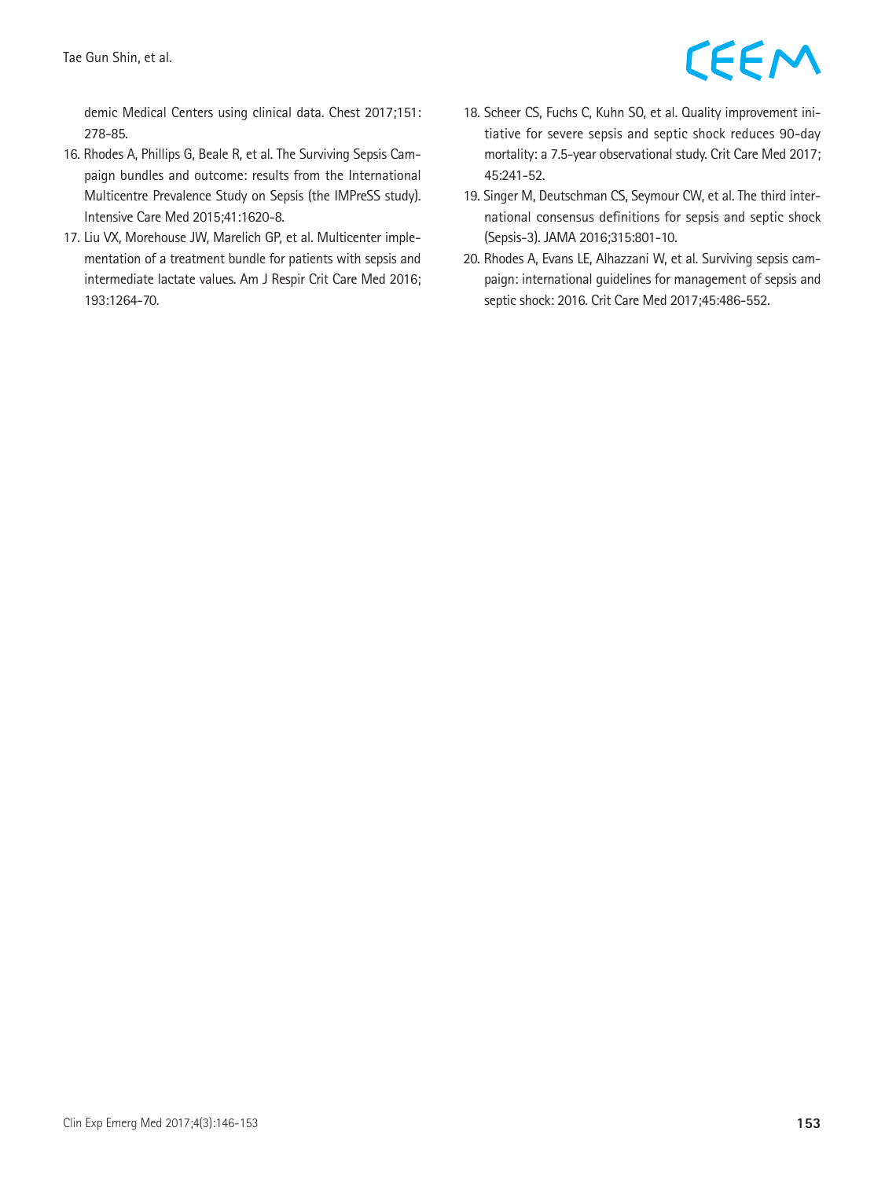demic Medical Centers using clinical data. Chest 2017;151:278-85.

16. Rhodes A, Phillips G, Beale R, et al. The Surviving Sepsis Campaign bundles and outcome: results from the International Multicentre Prevalence Study on Sepsis (the IMPreSS study). Intensive Care Med 2015;41:1620-8.
17. Liu VX, Morehouse JW, Marelich GP, et al. Multicenter implementation of a treatment bundle for patients with sepsis and intermediate lactate values. Am J Respir Crit Care Med 2016;193:1264-70.
18. Scheer CS, Fuchs C, Kuhn SO, et al. Quality improvement initiative for severe sepsis and septic shock reduces 90-day mortality: a 7.5-year observational study. Crit Care Med 2017;45:241-52.
19. Singer M, Deutschman CS, Seymour CW, et al. The third international consensus definitions for sepsis and septic shock (Sepsis-3). JAMA 2016;315:801-10.
20. Rhodes A, Evans LE, Alhazzani W, et al. Surviving sepsis campaign: international guidelines for management of sepsis and septic shock: 2016. Crit Care Med 2017;45:486-552.